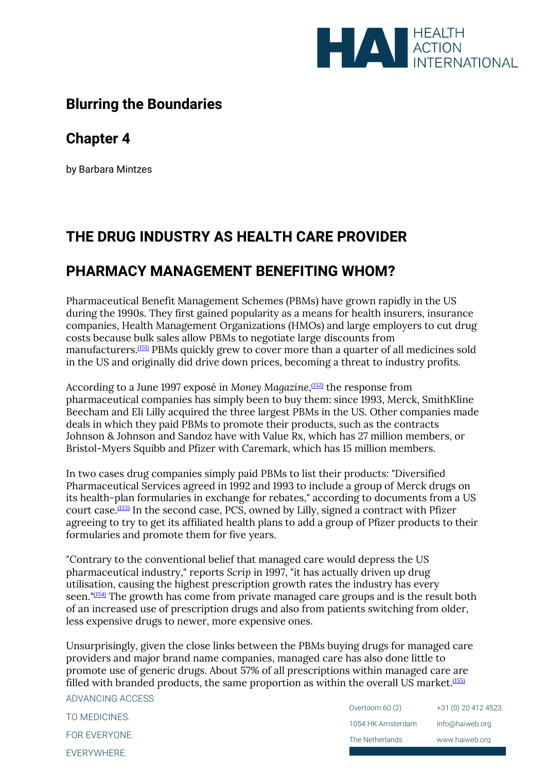# Blurring the Boundaries

## Chapter 4

by Barbara Mintzes

## THE DRUG INDUSTRY AS HEALTH CARE PROVIDER

## PHARMACY MANAGEMENT BENEFITING WHOM?

Pharmaceutical Benefit Management Schemes (PBMs) have grown rapidly in the US during the 1990s. They first gained popularity as a means for health insurers, insurance companies, Health Management Organizations (HMOs) and large employers to cut drug costs because bulk sales allow PBMs to negotiate large discounts from manufacturers.[151] PBMs quickly grew to cover more than a quarter of all medicines sold in the US and originally did drive down prices, becoming a threat to industry profits.

According to a June 1997 exposé in *Money Magazine*,[152] the response from pharmaceutical companies has simply been to buy them: since 1993, Merck, SmithKline Beecham and Eli Lilly acquired the three largest PBMs in the US. Other companies made deals in which they paid PBMs to promote their products, such as the contracts Johnson & Johnson and Sandoz have with Value Rx, which has 27 million members, or Bristol-Myers Squibb and Pfizer with Caremark, which has 15 million members.

In two cases drug companies simply paid PBMs to list their products: "Diversified Pharmaceutical Services agreed in 1992 and 1993 to include a group of Merck drugs on its health-plan formularies in exchange for rebates," according to documents from a US court case.[153] In the second case, PCS, owned by Lilly, signed a contract with Pfizer agreeing to try to get its affiliated health plans to add a group of Pfizer products to their formularies and promote them for five years.

"Contrary to the conventional belief that managed care would depress the US pharmaceutical industry," reports *Scrip* in 1997, "it has actually driven up drug utilisation, causing the highest prescription growth rates the industry has every seen."[154] The growth has come from private managed care groups and is the result both of an increased use of prescription drugs and also from patients switching from older, less expensive drugs to newer, more expensive ones.

Unsurprisingly, given the close links between the PBMs buying drugs for managed care providers and major brand name companies, managed care has also done little to promote use of generic drugs. About 57% of all prescriptions within managed care are filled with branded products, the same proportion as within the overall US market.[155]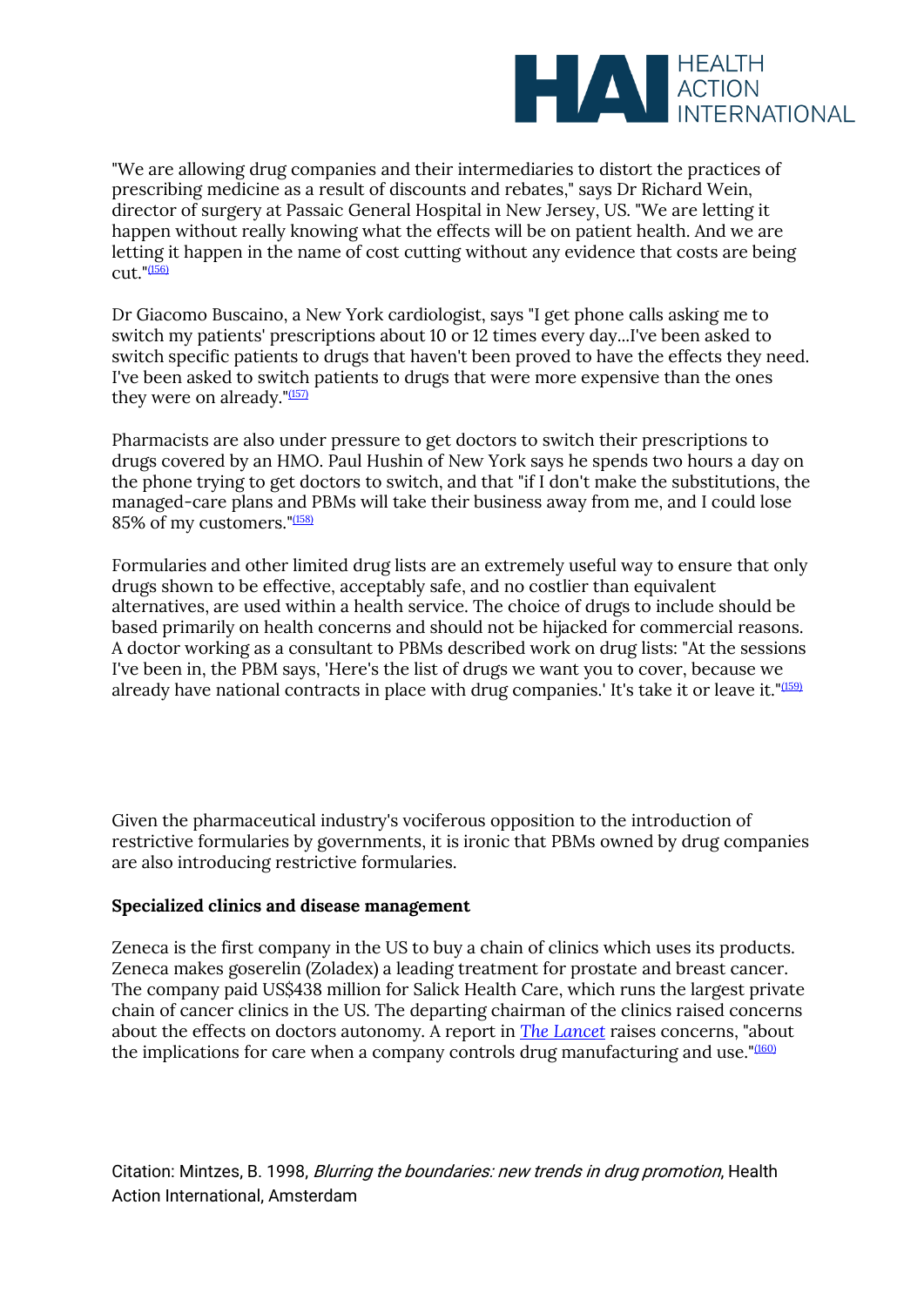"We are allowing drug companies and their intermediaries to distort the practices of prescribing medicine as a result of discounts and rebates," says Dr Richard Wein, director of surgery at Passaic General Hospital in New Jersey, US. "We are letting it happen without really knowing what the effects will be on patient health. And we are letting it happen in the name of cost cutting without any evidence that costs are being cut."[(156)]

Dr Giacomo Buscaino, a New York cardiologist, says "I get phone calls asking me to switch my patients' prescriptions about 10 or 12 times every day...I've been asked to switch specific patients to drugs that haven't been proved to have the effects they need. I've been asked to switch patients to drugs that were more expensive than the ones they were on already."[(157)]

Pharmacists are also under pressure to get doctors to switch their prescriptions to drugs covered by an HMO. Paul Hushin of New York says he spends two hours a day on the phone trying to get doctors to switch, and that "if I don't make the substitutions, the managed-care plans and PBMs will take their business away from me, and I could lose 85% of my customers."[(158)]

Formularies and other limited drug lists are an extremely useful way to ensure that only drugs shown to be effective, acceptably safe, and no costlier than equivalent alternatives, are used within a health service. The choice of drugs to include should be based primarily on health concerns and should not be hijacked for commercial reasons. A doctor working as a consultant to PBMs described work on drug lists: "At the sessions I've been in, the PBM says, 'Here's the list of drugs we want you to cover, because we already have national contracts in place with drug companies.' It's take it or leave it."[(159)]

Given the pharmaceutical industry's vociferous opposition to the introduction of restrictive formularies by governments, it is ironic that PBMs owned by drug companies are also introducing restrictive formularies.

**Specialized clinics and disease management**

Zeneca is the first company in the US to buy a chain of clinics which uses its products. Zeneca makes goserelin (Zoladex) a leading treatment for prostate and breast cancer. The company paid US$438 million for Salick Health Care, which runs the largest private chain of cancer clinics in the US. The departing chairman of the clinics raised concerns about the effects on doctors autonomy. A report in *The Lancet* raises concerns, "about the implications for care when a company controls drug manufacturing and use."[(160)]

Citation: Mintzes, B. 1998, *Blurring the boundaries: new trends in drug promotion*, Health Action International, Amsterdam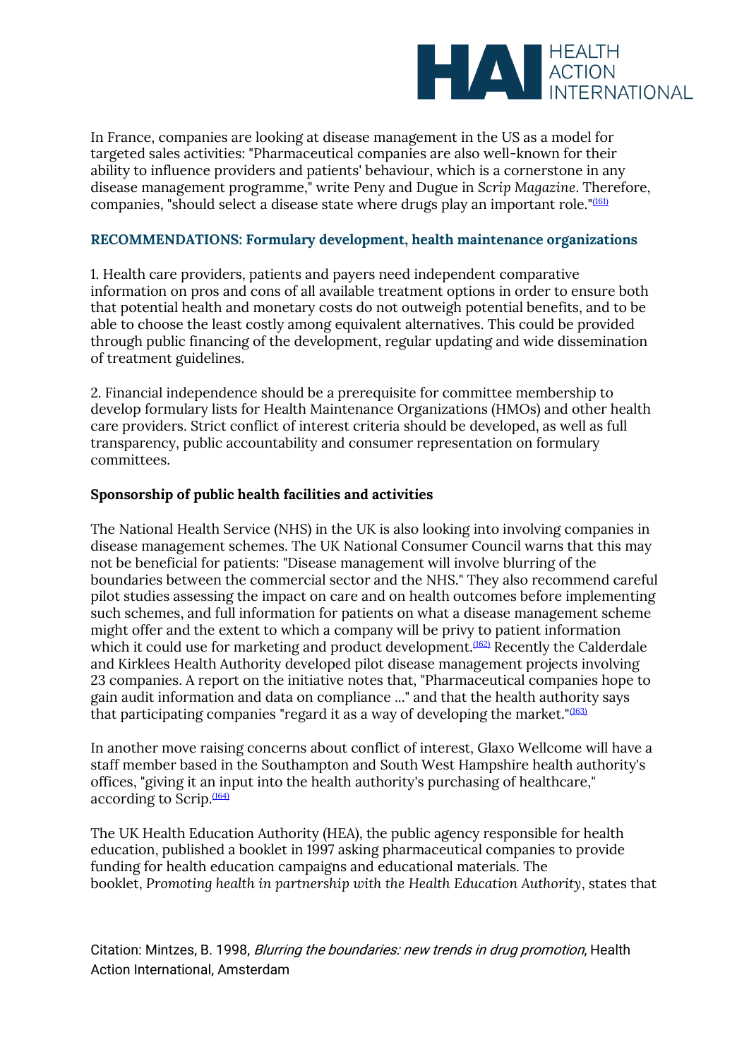In France, companies are looking at disease management in the US as a model for targeted sales activities: "Pharmaceutical companies are also well-known for their ability to influence providers and patients' behaviour, which is a cornerstone in any disease management programme," write Peny and Dugue in *Scrip Magazine*. Therefore, companies, "should select a disease state where drugs play an important role."[161]

### RECOMMENDATIONS: Formulary development, health maintenance organizations

1. Health care providers, patients and payers need independent comparative information on pros and cons of all available treatment options in order to ensure both that potential health and monetary costs do not outweigh potential benefits, and to be able to choose the least costly among equivalent alternatives. This could be provided through public financing of the development, regular updating and wide dissemination of treatment guidelines.

2. Financial independence should be a prerequisite for committee membership to develop formulary lists for Health Maintenance Organizations (HMOs) and other health care providers. Strict conflict of interest criteria should be developed, as well as full transparency, public accountability and consumer representation on formulary committees.

### Sponsorship of public health facilities and activities

The National Health Service (NHS) in the UK is also looking into involving companies in disease management schemes. The UK National Consumer Council warns that this may not be beneficial for patients: "Disease management will involve blurring of the boundaries between the commercial sector and the NHS." They also recommend careful pilot studies assessing the impact on care and on health outcomes before implementing such schemes, and full information for patients on what a disease management scheme might offer and the extent to which a company will be privy to patient information which it could use for marketing and product development.[162] Recently the Calderdale and Kirklees Health Authority developed pilot disease management projects involving 23 companies. A report on the initiative notes that, "Pharmaceutical companies hope to gain audit information and data on compliance ..." and that the health authority says that participating companies "regard it as a way of developing the market."[163]

In another move raising concerns about conflict of interest, Glaxo Wellcome will have a staff member based in the Southampton and South West Hampshire health authority's offices, "giving it an input into the health authority's purchasing of healthcare," according to Scrip.[164]

The UK Health Education Authority (HEA), the public agency responsible for health education, published a booklet in 1997 asking pharmaceutical companies to provide funding for health education campaigns and educational materials. The booklet, *Promoting health in partnership with the Health Education Authority*, states that

Citation: Mintzes, B. 1998, *Blurring the boundaries: new trends in drug promotion*, Health Action International, Amsterdam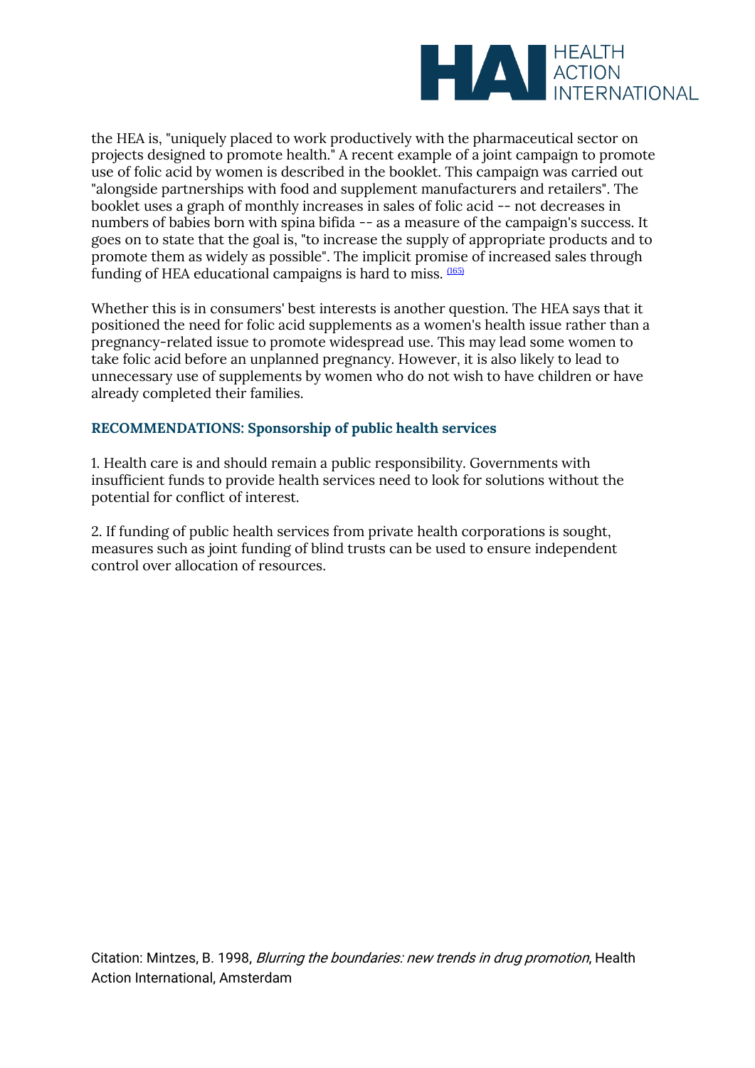the HEA is, "uniquely placed to work productively with the pharmaceutical sector on projects designed to promote health." A recent example of a joint campaign to promote use of folic acid by women is described in the booklet. This campaign was carried out "alongside partnerships with food and supplement manufacturers and retailers". The booklet uses a graph of monthly increases in sales of folic acid -- not decreases in numbers of babies born with spina bifida -- as a measure of the campaign's success. It goes on to state that the goal is, "to increase the supply of appropriate products and to promote them as widely as possible". The implicit promise of increased sales through funding of HEA educational campaigns is hard to miss. [165]

Whether this is in consumers' best interests is another question. The HEA says that it positioned the need for folic acid supplements as a women's health issue rather than a pregnancy-related issue to promote widespread use. This may lead some women to take folic acid before an unplanned pregnancy. However, it is also likely to lead to unnecessary use of supplements by women who do not wish to have children or have already completed their families.

### RECOMMENDATIONS: Sponsorship of public health services

1. Health care is and should remain a public responsibility. Governments with insufficient funds to provide health services need to look for solutions without the potential for conflict of interest.

2. If funding of public health services from private health corporations is sought, measures such as joint funding of blind trusts can be used to ensure independent control over allocation of resources.

Citation: Mintzes, B. 1998, *Blurring the boundaries: new trends in drug promotion*, Health Action International, Amsterdam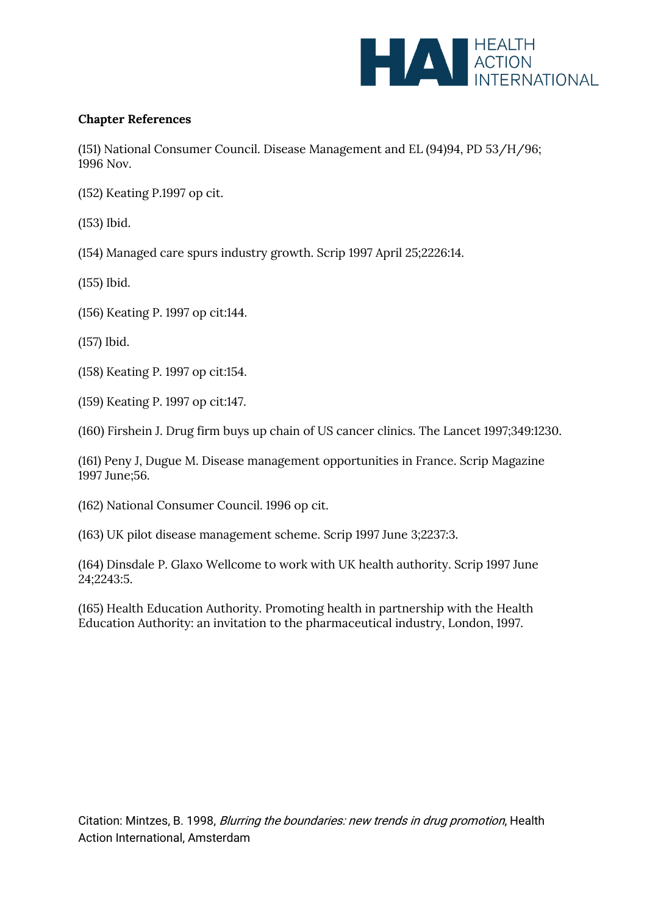**Chapter References**

(151) National Consumer Council. Disease Management and EL (94)94, PD 53/H/96; 1996 Nov.

(152) Keating P.1997 op cit.

(153) Ibid.

(154) Managed care spurs industry growth. Scrip 1997 April 25;2226:14.

(155) Ibid.

(156) Keating P. 1997 op cit:144.

(157) Ibid.

(158) Keating P. 1997 op cit:154.

(159) Keating P. 1997 op cit:147.

(160) Firshein J. Drug firm buys up chain of US cancer clinics. The Lancet 1997;349:1230.

(161) Peny J, Dugue M. Disease management opportunities in France. Scrip Magazine 1997 June;56.

(162) National Consumer Council. 1996 op cit.

(163) UK pilot disease management scheme. Scrip 1997 June 3;2237:3.

(164) Dinsdale P. Glaxo Wellcome to work with UK health authority. Scrip 1997 June 24;2243:5.

(165) Health Education Authority. Promoting health in partnership with the Health Education Authority: an invitation to the pharmaceutical industry, London, 1997.

Citation: Mintzes, B. 1998, *Blurring the boundaries: new trends in drug promotion*, Health Action International, Amsterdam